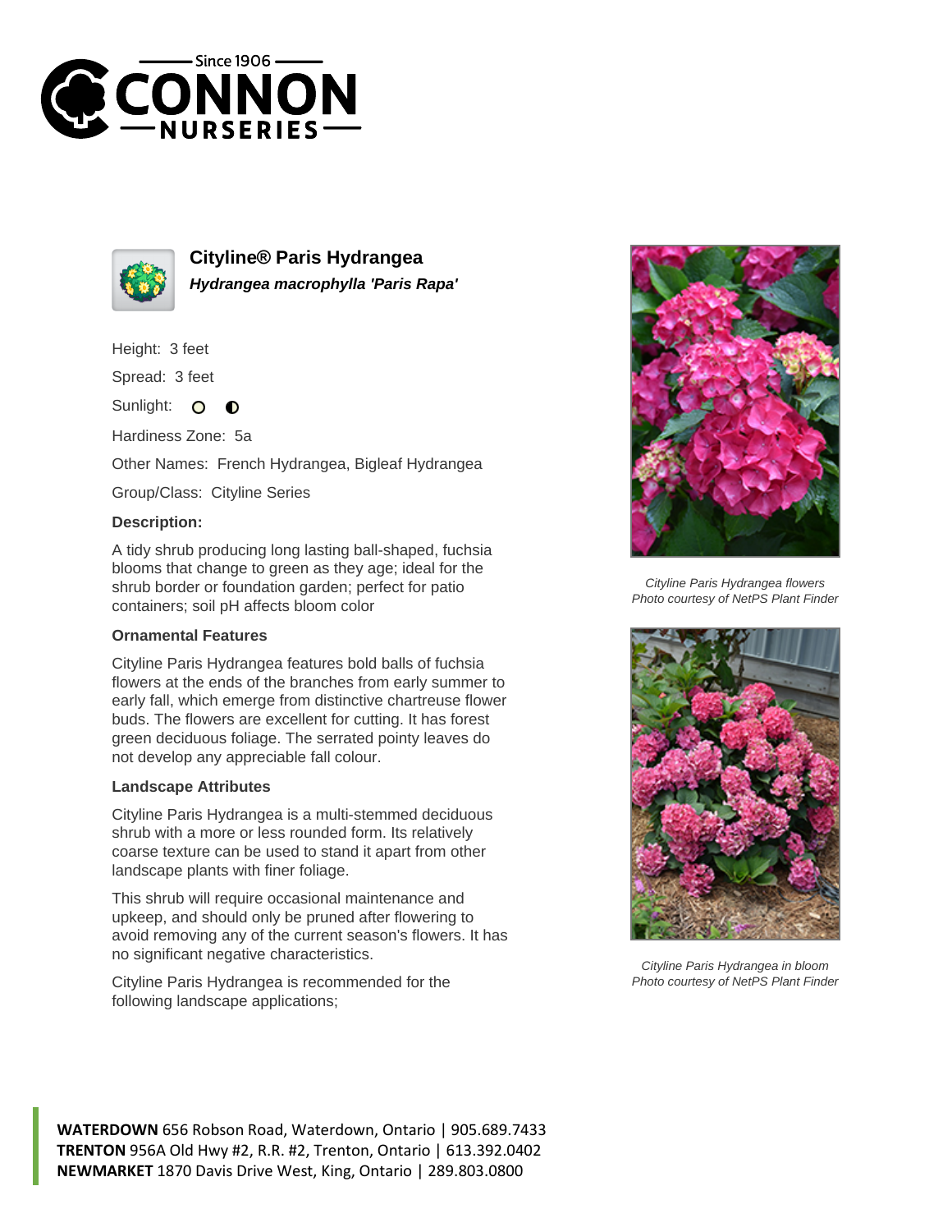# Cityline® Paris Hydrangea

***Hydrangea macrophylla 'Paris Rapa'***

Height: 3 feet

Spread: 3 feet

Sunlight:

Hardiness Zone: 5a

Other Names: French Hydrangea, Bigleaf Hydrangea

Group/Class: Cityline Series

**Description:**

A tidy shrub producing long lasting ball-shaped, fuchsia blooms that change to green as they age; ideal for the shrub border or foundation garden; perfect for patio containers; soil pH affects bloom color

### Ornamental Features

Cityline Paris Hydrangea features bold balls of fuchsia flowers at the ends of the branches from early summer to early fall, which emerge from distinctive chartreuse flower buds. The flowers are excellent for cutting. It has forest green deciduous foliage. The serrated pointy leaves do not develop any appreciable fall colour.

### Landscape Attributes

Cityline Paris Hydrangea is a multi-stemmed deciduous shrub with a more or less rounded form. Its relatively coarse texture can be used to stand it apart from other landscape plants with finer foliage.

This shrub will require occasional maintenance and upkeep, and should only be pruned after flowering to avoid removing any of the current season's flowers. It has no significant negative characteristics.

Cityline Paris Hydrangea is recommended for the following landscape applications;

*Cityline Paris Hydrangea flowers*
*Photo courtesy of NetPS Plant Finder*

*Cityline Paris Hydrangea in bloom*
*Photo courtesy of NetPS Plant Finder*

**WATERDOWN** 656 Robson Road, Waterdown, Ontario | 905.689.7433
**TRENTON** 956A Old Hwy #2, R.R. #2, Trenton, Ontario | 613.392.0402
**NEWMARKET** 1870 Davis Drive West, King, Ontario | 289.803.0800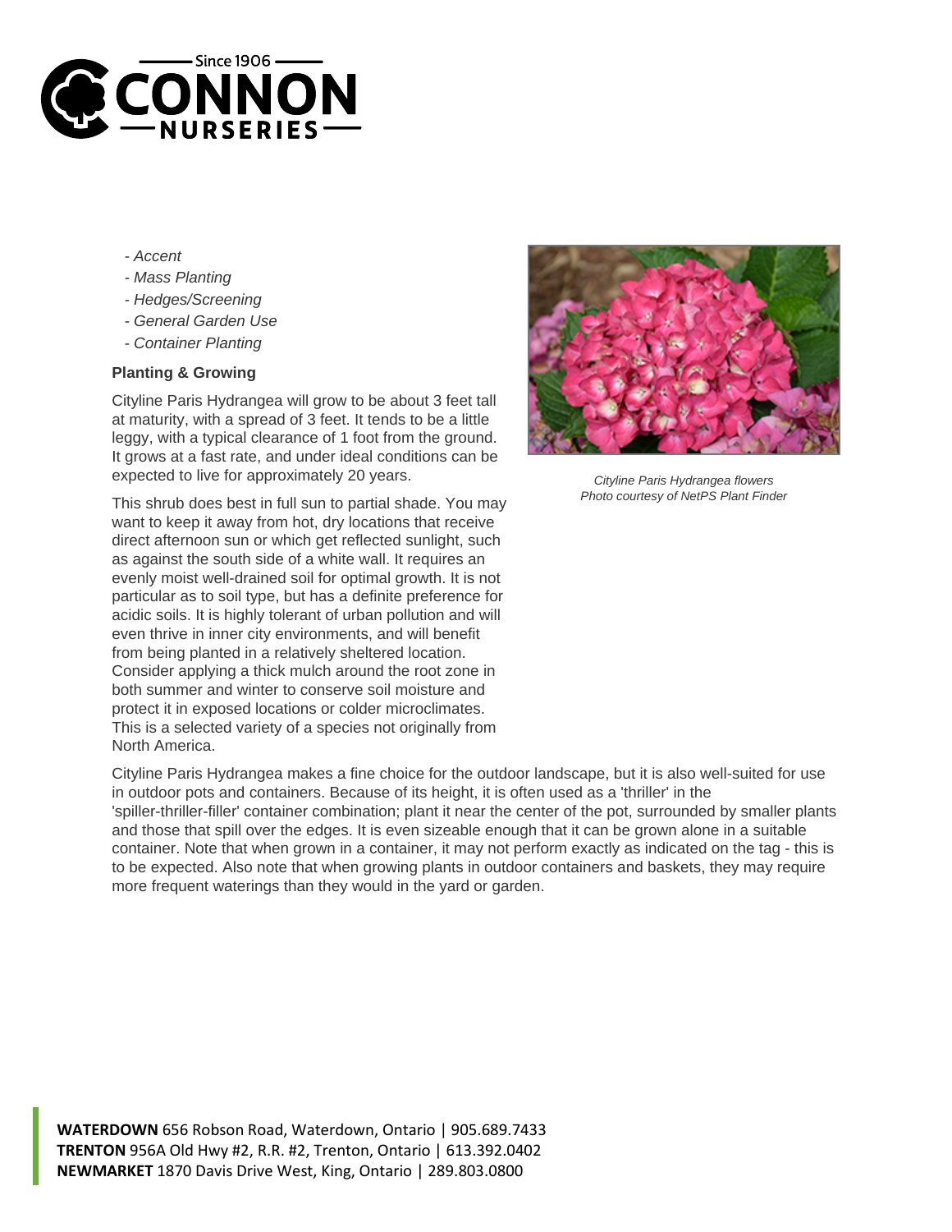- *Accent*
- *Mass Planting*
- *Hedges/Screening*
- *General Garden Use*
- *Container Planting*

**Planting & Growing**

Cityline Paris Hydrangea will grow to be about 3 feet tall at maturity, with a spread of 3 feet. It tends to be a little leggy, with a typical clearance of 1 foot from the ground. It grows at a fast rate, and under ideal conditions can be expected to live for approximately 20 years.

*Cityline Paris Hydrangea flowers*
*Photo courtesy of NetPS Plant Finder*

This shrub does best in full sun to partial shade. You may want to keep it away from hot, dry locations that receive direct afternoon sun or which get reflected sunlight, such as against the south side of a white wall. It requires an evenly moist well-drained soil for optimal growth. It is not particular as to soil type, but has a definite preference for acidic soils. It is highly tolerant of urban pollution and will even thrive in inner city environments, and will benefit from being planted in a relatively sheltered location. Consider applying a thick mulch around the root zone in both summer and winter to conserve soil moisture and protect it in exposed locations or colder microclimates. This is a selected variety of a species not originally from North America.

Cityline Paris Hydrangea makes a fine choice for the outdoor landscape, but it is also well-suited for use in outdoor pots and containers. Because of its height, it is often used as a 'thriller' in the 'spiller-thriller-filler' container combination; plant it near the center of the pot, surrounded by smaller plants and those that spill over the edges. It is even sizeable enough that it can be grown alone in a suitable container. Note that when grown in a container, it may not perform exactly as indicated on the tag - this is to be expected. Also note that when growing plants in outdoor containers and baskets, they may require more frequent waterings than they would in the yard or garden.

**WATERDOWN** 656 Robson Road, Waterdown, Ontario | 905.689.7433
**TRENTON** 956A Old Hwy #2, R.R. #2, Trenton, Ontario | 613.392.0402
**NEWMARKET** 1870 Davis Drive West, King, Ontario | 289.803.0800